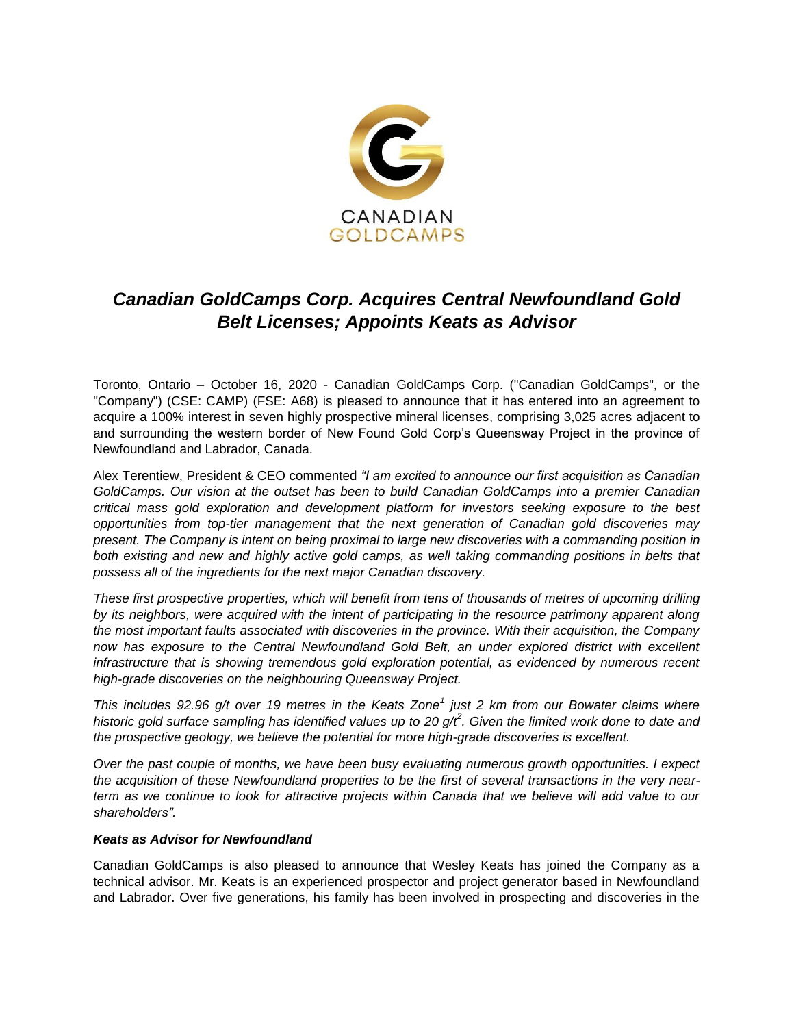# *Canadian GoldCamps Corp. Acquires Central Newfoundland Gold Belt Licenses; Appoints Keats as Advisor*

Toronto, Ontario – October 16, 2020 - Canadian GoldCamps Corp. ("Canadian GoldCamps", or the "Company") (CSE: CAMP) (FSE: A68) is pleased to announce that it has entered into an agreement to acquire a 100% interest in seven highly prospective mineral licenses, comprising 3,025 acres adjacent to and surrounding the western border of New Found Gold Corp's Queensway Project in the province of Newfoundland and Labrador, Canada.

Alex Terentiew, President & CEO commented *"I am excited to announce our first acquisition as Canadian GoldCamps. Our vision at the outset has been to build Canadian GoldCamps into a premier Canadian critical mass gold exploration and development platform for investors seeking exposure to the best opportunities from top-tier management that the next generation of Canadian gold discoveries may present. The Company is intent on being proximal to large new discoveries with a commanding position in both existing and new and highly active gold camps, as well taking commanding positions in belts that possess all of the ingredients for the next major Canadian discovery.*

*These first prospective properties, which will benefit from tens of thousands of metres of upcoming drilling by its neighbors, were acquired with the intent of participating in the resource patrimony apparent along the most important faults associated with discoveries in the province. With their acquisition, the Company now has exposure to the Central Newfoundland Gold Belt, an under explored district with excellent infrastructure that is showing tremendous gold exploration potential, as evidenced by numerous recent high-grade discoveries on the neighbouring Queensway Project.*

*This includes 92.96 g/t over 19 metres in the Keats Zone[1] just 2 km from our Bowater claims where historic gold surface sampling has identified values up to 20 g/t[2]. Given the limited work done to date and the prospective geology, we believe the potential for more high-grade discoveries is excellent.*

*Over the past couple of months, we have been busy evaluating numerous growth opportunities. I expect the acquisition of these Newfoundland properties to be the first of several transactions in the very near-term as we continue to look for attractive projects within Canada that we believe will add value to our shareholders".*

### *Keats as Advisor for Newfoundland*

Canadian GoldCamps is also pleased to announce that Wesley Keats has joined the Company as a technical advisor. Mr. Keats is an experienced prospector and project generator based in Newfoundland and Labrador. Over five generations, his family has been involved in prospecting and discoveries in the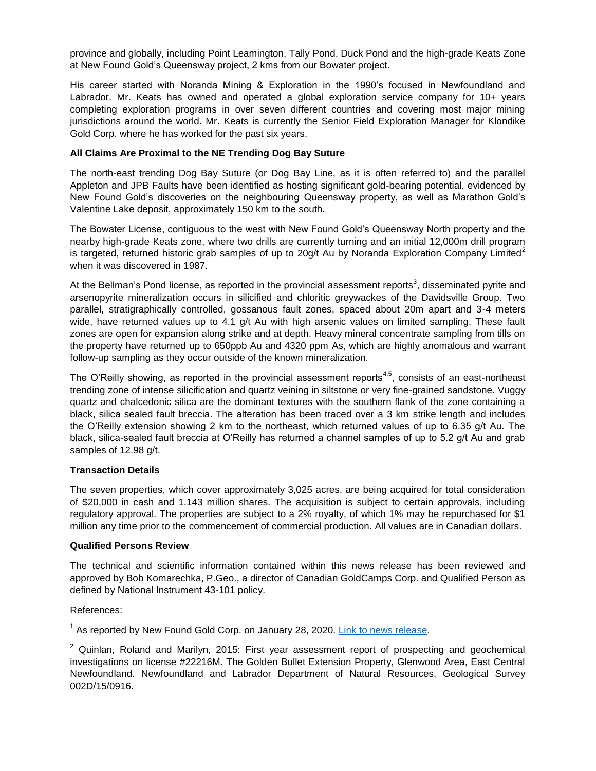province and globally, including Point Leamington, Tally Pond, Duck Pond and the high-grade Keats Zone at New Found Gold's Queensway project, 2 kms from our Bowater project.

His career started with Noranda Mining & Exploration in the 1990's focused in Newfoundland and Labrador. Mr. Keats has owned and operated a global exploration service company for 10+ years completing exploration programs in over seven different countries and covering most major mining jurisdictions around the world. Mr. Keats is currently the Senior Field Exploration Manager for Klondike Gold Corp. where he has worked for the past six years.

**All Claims Are Proximal to the NE Trending Dog Bay Suture**

The north-east trending Dog Bay Suture (or Dog Bay Line, as it is often referred to) and the parallel Appleton and JPB Faults have been identified as hosting significant gold-bearing potential, evidenced by New Found Gold's discoveries on the neighbouring Queensway property, as well as Marathon Gold's Valentine Lake deposit, approximately 150 km to the south.

The Bowater License, contiguous to the west with New Found Gold's Queensway North property and the nearby high-grade Keats zone, where two drills are currently turning and an initial 12,000m drill program is targeted, returned historic grab samples of up to 20g/t Au by Noranda Exploration Company Limited[2] when it was discovered in 1987.

At the Bellman's Pond license, as reported in the provincial assessment reports[3], disseminated pyrite and arsenopyrite mineralization occurs in silicified and chloritic greywackes of the Davidsville Group. Two parallel, stratigraphically controlled, gossanous fault zones, spaced about 20m apart and 3-4 meters wide, have returned values up to 4.1 g/t Au with high arsenic values on limited sampling. These fault zones are open for expansion along strike and at depth. Heavy mineral concentrate sampling from tills on the property have returned up to 650ppb Au and 4320 ppm As, which are highly anomalous and warrant follow-up sampling as they occur outside of the known mineralization.

The O'Reilly showing, as reported in the provincial assessment reports[4,5], consists of an east-northeast trending zone of intense silicification and quartz veining in siltstone or very fine-grained sandstone. Vuggy quartz and chalcedonic silica are the dominant textures with the southern flank of the zone containing a black, silica sealed fault breccia. The alteration has been traced over a 3 km strike length and includes the O'Reilly extension showing 2 km to the northeast, which returned values of up to 6.35 g/t Au. The black, silica-sealed fault breccia at O'Reilly has returned a channel samples of up to 5.2 g/t Au and grab samples of 12.98 g/t.

**Transaction Details**

The seven properties, which cover approximately 3,025 acres, are being acquired for total consideration of $20,000 in cash and 1.143 million shares. The acquisition is subject to certain approvals, including regulatory approval. The properties are subject to a 2% royalty, of which 1% may be repurchased for $1 million any time prior to the commencement of commercial production. All values are in Canadian dollars.

**Qualified Persons Review**

The technical and scientific information contained within this news release has been reviewed and approved by Bob Komarechka, P.Geo., a director of Canadian GoldCamps Corp. and Qualified Person as defined by National Instrument 43-101 policy.

References:

[1] As reported by New Found Gold Corp. on January 28, 2020. [Link to news release](#).

[2] Quinlan, Roland and Marilyn, 2015: First year assessment report of prospecting and geochemical investigations on license #22216M. The Golden Bullet Extension Property, Glenwood Area, East Central Newfoundland. Newfoundland and Labrador Department of Natural Resources, Geological Survey 002D/15/0916.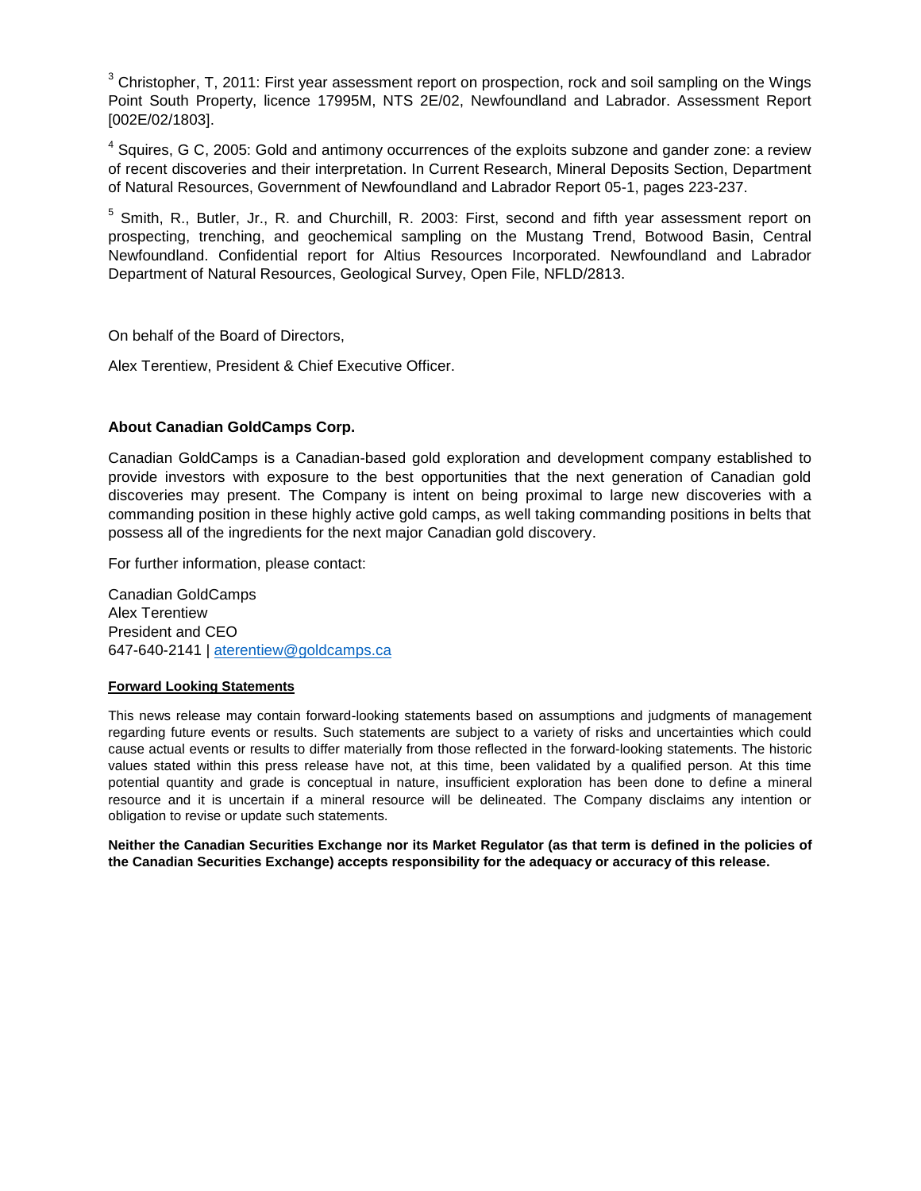[3] Christopher, T, 2011: First year assessment report on prospection, rock and soil sampling on the Wings Point South Property, licence 17995M, NTS 2E/02, Newfoundland and Labrador. Assessment Report [002E/02/1803].

[4] Squires, G C, 2005: Gold and antimony occurrences of the exploits subzone and gander zone: a review of recent discoveries and their interpretation. In Current Research, Mineral Deposits Section, Department of Natural Resources, Government of Newfoundland and Labrador Report 05-1, pages 223-237.

[5] Smith, R., Butler, Jr., R. and Churchill, R. 2003: First, second and fifth year assessment report on prospecting, trenching, and geochemical sampling on the Mustang Trend, Botwood Basin, Central Newfoundland. Confidential report for Altius Resources Incorporated. Newfoundland and Labrador Department of Natural Resources, Geological Survey, Open File, NFLD/2813.

On behalf of the Board of Directors,

Alex Terentiew, President & Chief Executive Officer.

**About Canadian GoldCamps Corp.**

Canadian GoldCamps is a Canadian-based gold exploration and development company established to provide investors with exposure to the best opportunities that the next generation of Canadian gold discoveries may present. The Company is intent on being proximal to large new discoveries with a commanding position in these highly active gold camps, as well taking commanding positions in belts that possess all of the ingredients for the next major Canadian gold discovery.

For further information, please contact:

Canadian GoldCamps
Alex Terentiew
President and CEO
647-640-2141 | aterentiew@goldcamps.ca

**Forward Looking Statements**

This news release may contain forward-looking statements based on assumptions and judgments of management regarding future events or results. Such statements are subject to a variety of risks and uncertainties which could cause actual events or results to differ materially from those reflected in the forward-looking statements. The historic values stated within this press release have not, at this time, been validated by a qualified person. At this time potential quantity and grade is conceptual in nature, insufficient exploration has been done to define a mineral resource and it is uncertain if a mineral resource will be delineated. The Company disclaims any intention or obligation to revise or update such statements.

**Neither the Canadian Securities Exchange nor its Market Regulator (as that term is defined in the policies of the Canadian Securities Exchange) accepts responsibility for the adequacy or accuracy of this release.**